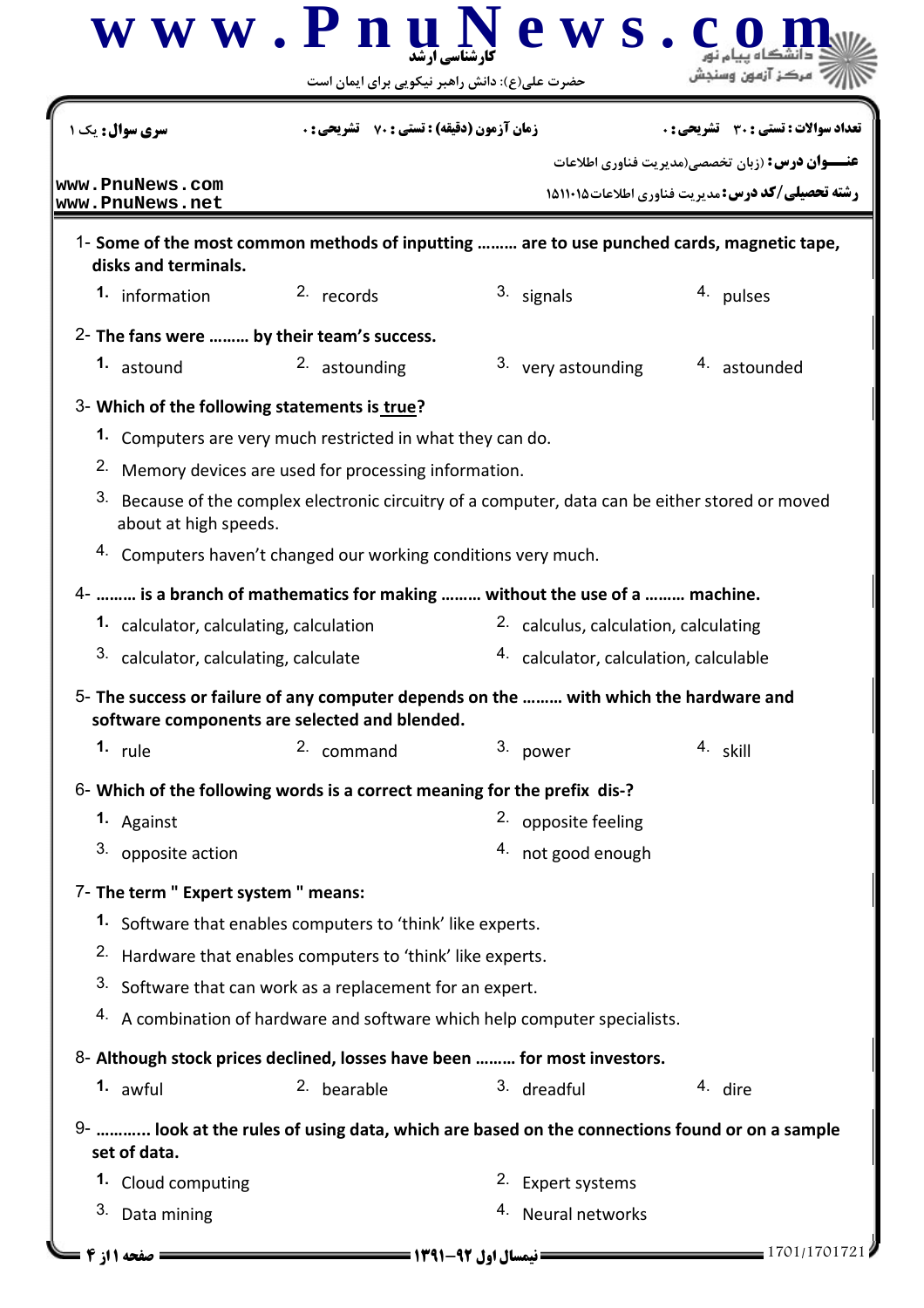حضرت علی(ع): دانش راهبر نیکویی برای ایمان است

کارشناسی ارشد

| سری سوال: یک ۱ | زمان آزمون (دقیقه) : تستی : ۷۰ تشریحی : ۰ | تعداد سوالات : تستی : ۳۰ تشریحی : ۰ |
|---|---|---|

**عنـــوان درس:** (زبان تخصصی(مدیریت فناوری اطلاعات

**رشته تحصیلی/کد درس:** مدیریت فناوری اطلاعات۱۵۱۱۰۱۵

www.PnuNews.com
www.PnuNews.net

1- **Some of the most common methods of inputting ……… are to use punched cards, magnetic tape, disks and terminals.**

1. information
2. records
3. signals
4. pulses

2- **The fans were ……… by their team's success.**

1. astound
2. astounding
3. very astounding
4. astounded

3- **Which of the following statements is true?**

1. Computers are very much restricted in what they can do.
2. Memory devices are used for processing information.
3. Because of the complex electronic circuitry of a computer, data can be either stored or moved about at high speeds.
4. Computers haven't changed our working conditions very much.

4- **……… is a branch of mathematics for making ……… without the use of a ……… machine.**

1. calculator, calculating, calculation
2. calculus, calculation, calculating
3. calculator, calculating, calculate
4. calculator, calculation, calculable

5- **The success or failure of any computer depends on the ……… with which the hardware and software components are selected and blended.**

1. rule
2. command
3. power
4. skill

6- **Which of the following words is a correct meaning for the prefix dis-?**

1. Against
2. opposite feeling
3. opposite action
4. not good enough

7- **The term " Expert system " means:**

1. Software that enables computers to 'think' like experts.
2. Hardware that enables computers to 'think' like experts.
3. Software that can work as a replacement for an expert.
4. A combination of hardware and software which help computer specialists.

8- **Although stock prices declined, losses have been ……… for most investors.**

1. awful
2. bearable
3. dreadful
4. dire

9- **………… look at the rules of using data, which are based on the connections found or on a sample set of data.**

1. Cloud computing
2. Expert systems
3. Data mining
4. Neural networks

نیمسال اول ۹۲-۱۳۹۱

1701/1701721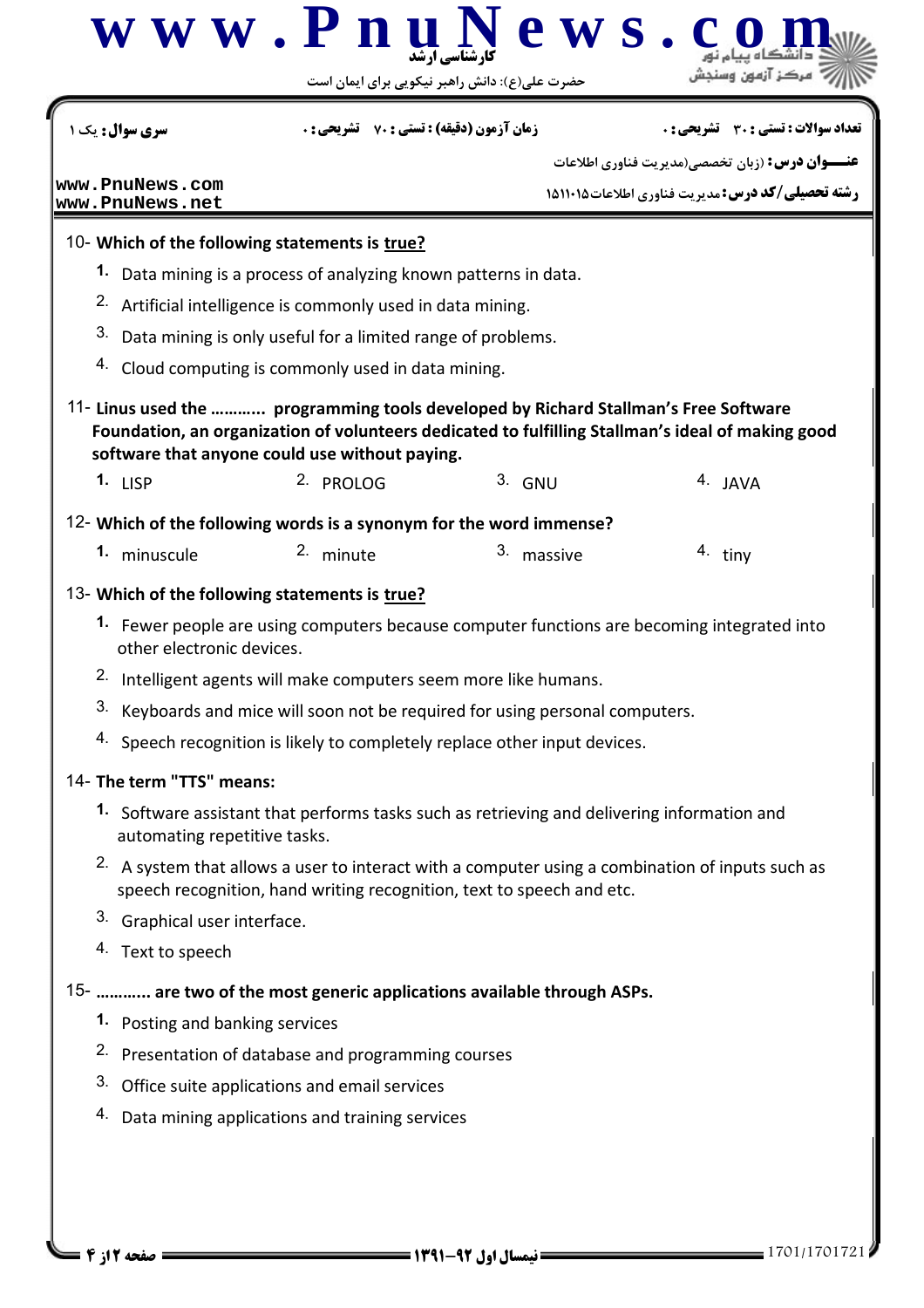10- **Which of the following statements is true?**

1. Data mining is a process of analyzing known patterns in data.
2. Artificial intelligence is commonly used in data mining.
3. Data mining is only useful for a limited range of problems.
4. Cloud computing is commonly used in data mining.

11- **Linus used the ……….. programming tools developed by Richard Stallman's Free Software Foundation, an organization of volunteers dedicated to fulfilling Stallman's ideal of making good software that anyone could use without paying.**

1. LISP
2. PROLOG
3. GNU
4. JAVA

12- **Which of the following words is a synonym for the word immense?**

1. minuscule
2. minute
3. massive
4. tiny

13- **Which of the following statements is true?**

1. Fewer people are using computers because computer functions are becoming integrated into other electronic devices.
2. Intelligent agents will make computers seem more like humans.
3. Keyboards and mice will soon not be required for using personal computers.
4. Speech recognition is likely to completely replace other input devices.

14- **The term "TTS" means:**

1. Software assistant that performs tasks such as retrieving and delivering information and automating repetitive tasks.
2. A system that allows a user to interact with a computer using a combination of inputs such as speech recognition, hand writing recognition, text to speech and etc.
3. Graphical user interface.
4. Text to speech

15- **……….. are two of the most generic applications available through ASPs.**

1. Posting and banking services
2. Presentation of database and programming courses
3. Office suite applications and email services
4. Data mining applications and training services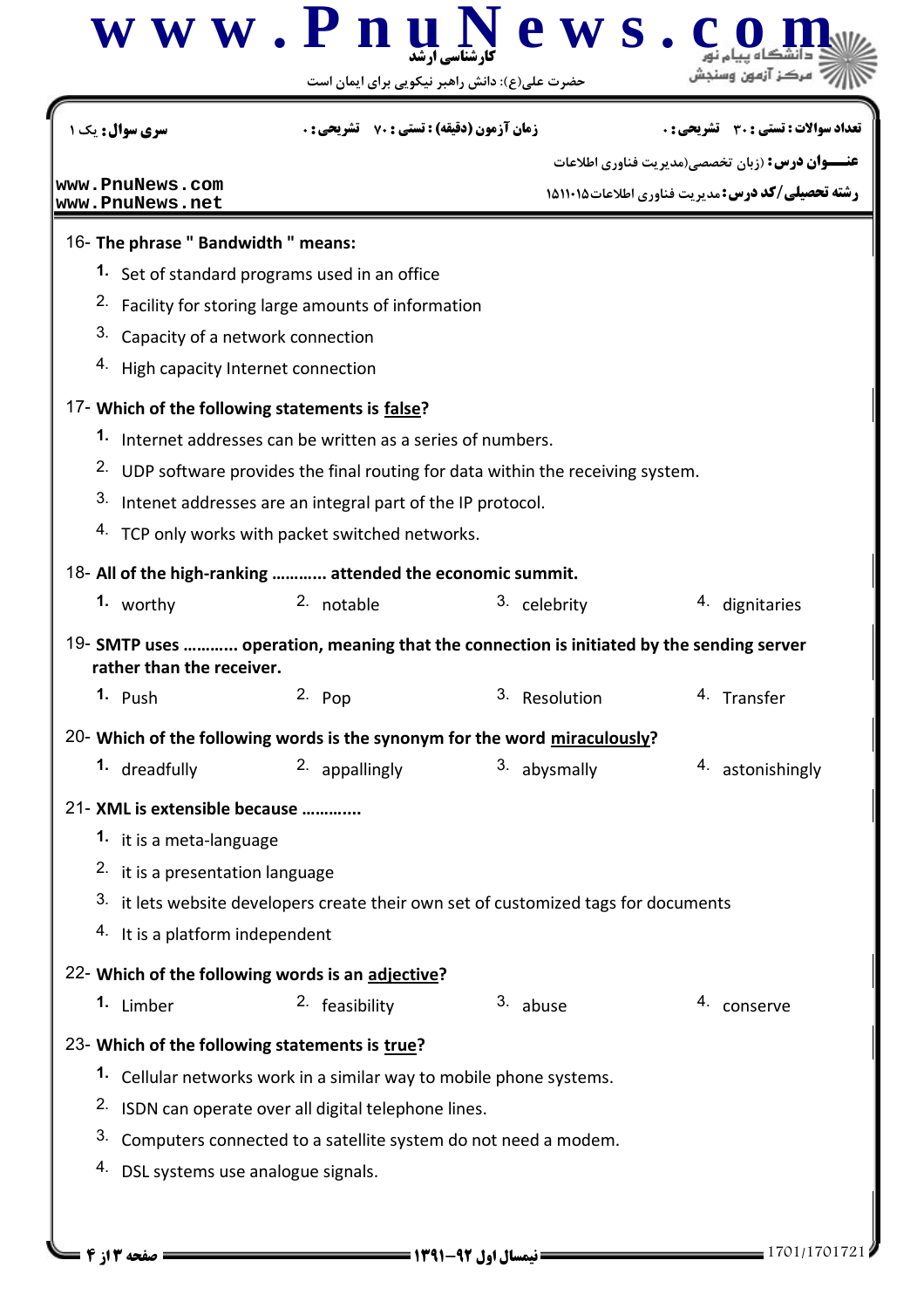16- **The phrase " Bandwidth " means:**

1. Set of standard programs used in an office
2. Facility for storing large amounts of information
3. Capacity of a network connection
4. High capacity Internet connection

17- **Which of the following statements is false?**

1. Internet addresses can be written as a series of numbers.
2. UDP software provides the final routing for data within the receiving system.
3. Intenet addresses are an integral part of the IP protocol.
4. TCP only works with packet switched networks.

18- **All of the high-ranking ............ attended the economic summit.**

1. worthy
2. notable
3. celebrity
4. dignitaries

19- **SMTP uses ............ operation, meaning that the connection is initiated by the sending server rather than the receiver.**

1. Push
2. Pop
3. Resolution
4. Transfer

20- **Which of the following words is the synonym for the word miraculously?**

1. dreadfully
2. appallingly
3. abysmally
4. astonishingly

21- **XML is extensible because ............**

1. it is a meta-language
2. it is a presentation language
3. it lets website developers create their own set of customized tags for documents
4. It is a platform independent

22- **Which of the following words is an adjective?**

1. Limber
2. feasibility
3. abuse
4. conserve

23- **Which of the following statements is true?**

1. Cellular networks work in a similar way to mobile phone systems.
2. ISDN can operate over all digital telephone lines.
3. Computers connected to a satellite system do not need a modem.
4. DSL systems use analogue signals.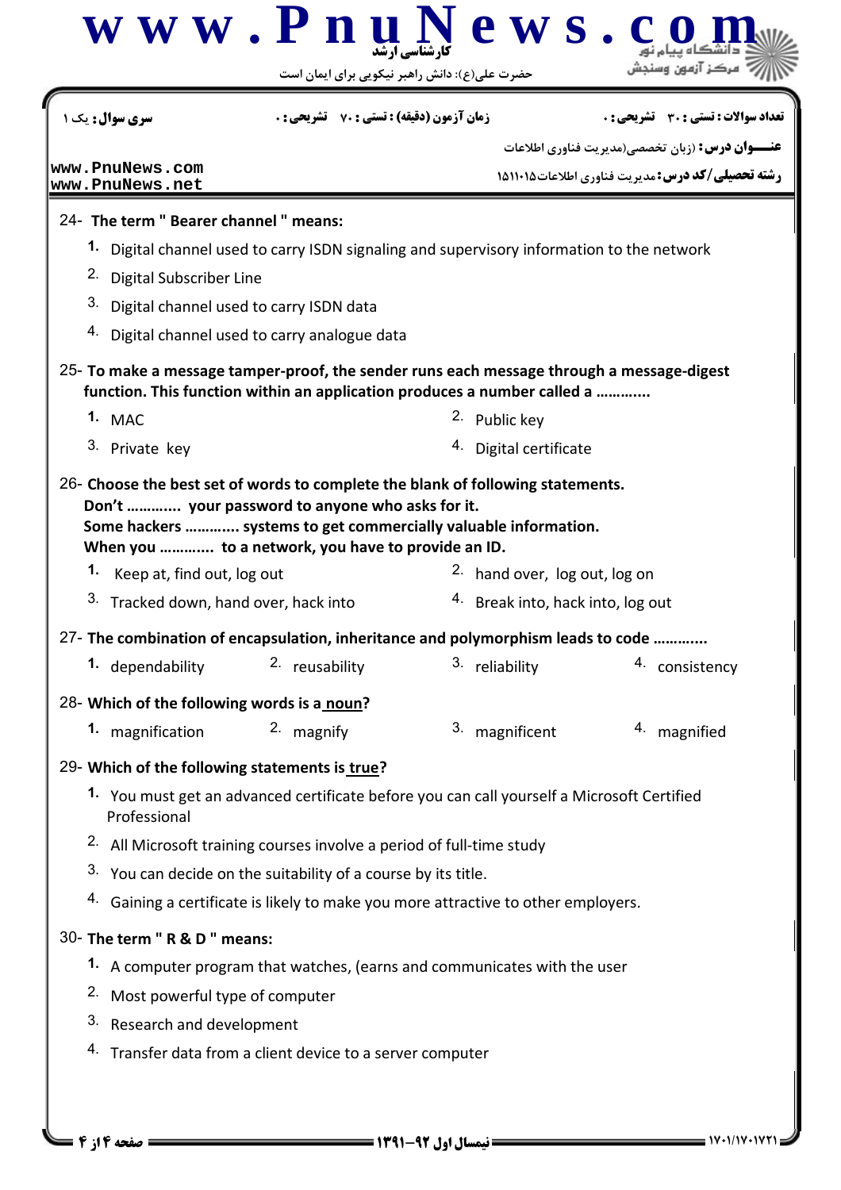24- **The term " Bearer channel " means:**

1. Digital channel used to carry ISDN signaling and supervisory information to the network
2. Digital Subscriber Line
3. Digital channel used to carry ISDN data
4. Digital channel used to carry analogue data

25- **To make a message tamper-proof, the sender runs each message through a message-digest function. This function within an application produces a number called a ............**

1. MAC
2. Public key
3. Private key
4. Digital certificate

26- **Choose the best set of words to complete the blank of following statements.**
**Don't ............ your password to anyone who asks for it.**
**Some hackers ............ systems to get commercially valuable information.**
**When you ............ to a network, you have to provide an ID.**

1. Keep at, find out, log out
2. hand over, log out, log on
3. Tracked down, hand over, hack into
4. Break into, hack into, log out

27- **The combination of encapsulation, inheritance and polymorphism leads to code ............**

1. dependability
2. reusability
3. reliability
4. consistency

28- **Which of the following words is a noun?**

1. magnification
2. magnify
3. magnificent
4. magnified

29- **Which of the following statements is true?**

1. You must get an advanced certificate before you can call yourself a Microsoft Certified Professional
2. All Microsoft training courses involve a period of full-time study
3. You can decide on the suitability of a course by its title.
4. Gaining a certificate is likely to make you more attractive to other employers.

30- **The term " R & D " means:**

1. A computer program that watches, (earns and communicates with the user
2. Most powerful type of computer
3. Research and development
4. Transfer data from a client device to a server computer